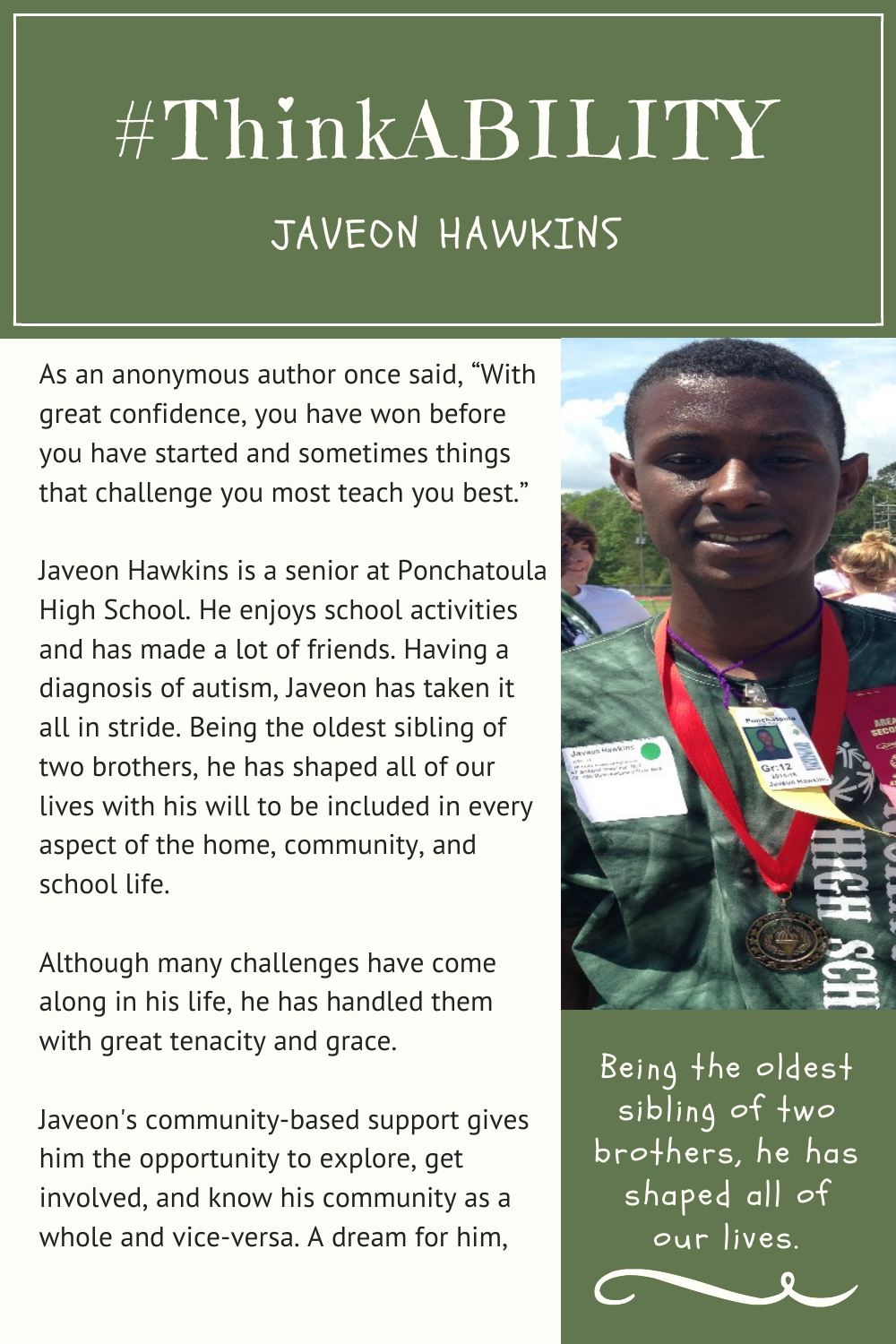# #ThinkABILITY

## JAVEON HAWKINS

As an anonymous author once said, "With great confidence, you have won before you have started and sometimes things that challenge you most teach you best."

Javeon Hawkins is a senior at Ponchatoula High School. He enjoys school activities and has made a lot of friends. Having a diagnosis of autism, Javeon has taken it all in stride. Being the oldest sibling of two brothers, he has shaped all of our lives with his will to be included in every aspect of the home, community, and school life.

Although many challenges have come along in his life, he has handled them with great tenacity and grace.

Javeon's community-based support gives him the opportunity to explore, get involved, and know his community as a whole and vice-versa. A dream for him,

Being the oldest sibling of two brothers, he has shaped all of our lives.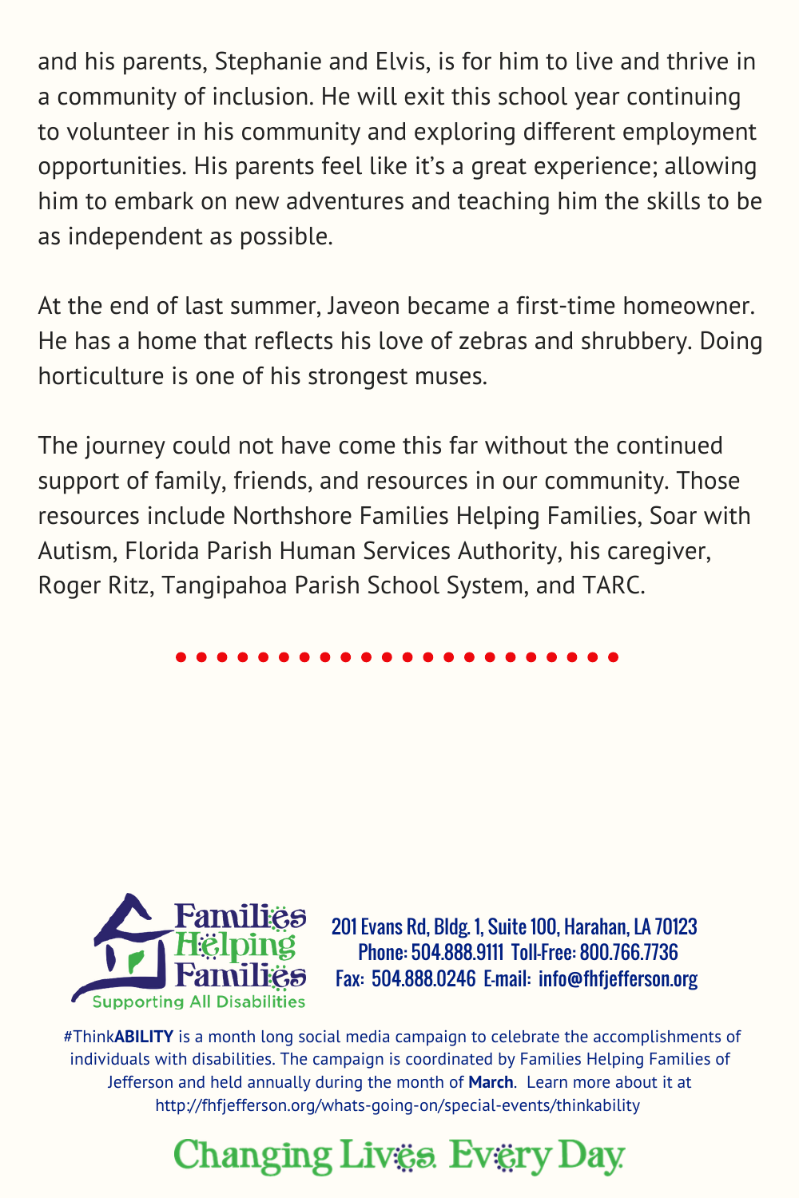and his parents, Stephanie and Elvis, is for him to live and thrive in a community of inclusion. He will exit this school year continuing to volunteer in his community and exploring different employment opportunities. His parents feel like it's a great experience; allowing him to embark on new adventures and teaching him the skills to be as independent as possible.

At the end of last summer, Javeon became a first-time homeowner. He has a home that reflects his love of zebras and shrubbery. Doing horticulture is one of his strongest muses.

The journey could not have come this far without the continued support of family, friends, and resources in our community. Those resources include Northshore Families Helping Families, Soar with Autism, Florida Parish Human Services Authority, his caregiver, Roger Ritz, Tangipahoa Parish School System, and TARC.

Families Helping Families
Supporting All Disabilities

201 Evans Rd, Bldg. 1, Suite 100, Harahan, LA 70123
Phone: 504.888.9111 Toll-Free: 800.766.7736
Fax: 504.888.0246 E-mail: info@fhfjefferson.org

#Think**ABILITY** is a month long social media campaign to celebrate the accomplishments of individuals with disabilities. The campaign is coordinated by Families Helping Families of Jefferson and held annually during the month of **March**. Learn more about it at http://fhfjefferson.org/whats-going-on/special-events/thinkability

Changing Lives Every Day